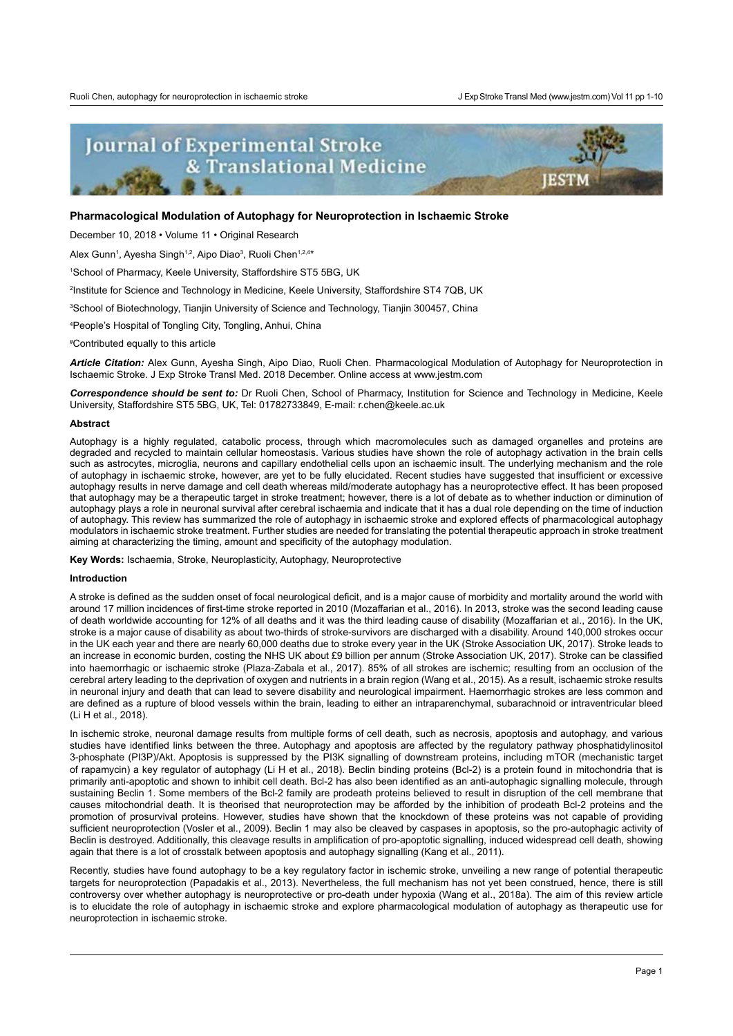# Pharmacological Modulation of Autophagy for Neuroprotection in Ischaemic Stroke

December 10, 2018 • Volume 11 • Original Research

Alex Gunn[1], Ayesha Singh[1,2], Aipo Diao[3], Ruoli Chen[1,2,4]*

[1]School of Pharmacy, Keele University, Staffordshire ST5 5BG, UK

[2]Institute for Science and Technology in Medicine, Keele University, Staffordshire ST4 7QB, UK

[3]School of Biotechnology, Tianjin University of Science and Technology, Tianjin 300457, China

[4]People's Hospital of Tongling City, Tongling, Anhui, China

[#]Contributed equally to this article

***Article Citation:*** Alex Gunn, Ayesha Singh, Aipo Diao, Ruoli Chen. Pharmacological Modulation of Autophagy for Neuroprotection in Ischaemic Stroke. J Exp Stroke Transl Med. 2018 December. Online access at www.jestm.com

***Correspondence should be sent to:*** Dr Ruoli Chen, School of Pharmacy, Institution for Science and Technology in Medicine, Keele University, Staffordshire ST5 5BG, UK, Tel: 01782733849, E-mail: r.chen@keele.ac.uk

### Abstract

Autophagy is a highly regulated, catabolic process, through which macromolecules such as damaged organelles and proteins are degraded and recycled to maintain cellular homeostasis. Various studies have shown the role of autophagy activation in the brain cells such as astrocytes, microglia, neurons and capillary endothelial cells upon an ischaemic insult. The underlying mechanism and the role of autophagy in ischaemic stroke, however, are yet to be fully elucidated. Recent studies have suggested that insufficient or excessive autophagy results in nerve damage and cell death whereas mild/moderate autophagy has a neuroprotective effect. It has been proposed that autophagy may be a therapeutic target in stroke treatment; however, there is a lot of debate as to whether induction or diminution of autophagy plays a role in neuronal survival after cerebral ischaemia and indicate that it has a dual role depending on the time of induction of autophagy. This review has summarized the role of autophagy in ischaemic stroke and explored effects of pharmacological autophagy modulators in ischaemic stroke treatment. Further studies are needed for translating the potential therapeutic approach in stroke treatment aiming at characterizing the timing, amount and specificity of the autophagy modulation.

**Key Words:** Ischaemia, Stroke, Neuroplasticity, Autophagy, Neuroprotective

### Introduction

A stroke is defined as the sudden onset of focal neurological deficit, and is a major cause of morbidity and mortality around the world with around 17 million incidences of first-time stroke reported in 2010 (Mozaffarian et al., 2016). In 2013, stroke was the second leading cause of death worldwide accounting for 12% of all deaths and it was the third leading cause of disability (Mozaffarian et al., 2016). In the UK, stroke is a major cause of disability as about two-thirds of stroke-survivors are discharged with a disability. Around 140,000 strokes occur in the UK each year and there are nearly 60,000 deaths due to stroke every year in the UK (Stroke Association UK, 2017). Stroke leads to an increase in economic burden, costing the NHS UK about £9 billion per annum (Stroke Association UK, 2017). Stroke can be classified into haemorrhagic or ischaemic stroke (Plaza-Zabala et al., 2017). 85% of all strokes are ischemic; resulting from an occlusion of the cerebral artery leading to the deprivation of oxygen and nutrients in a brain region (Wang et al., 2015). As a result, ischaemic stroke results in neuronal injury and death that can lead to severe disability and neurological impairment. Haemorrhagic strokes are less common and are defined as a rupture of blood vessels within the brain, leading to either an intraparenchymal, subarachnoid or intraventricular bleed (Li H et al., 2018).

In ischemic stroke, neuronal damage results from multiple forms of cell death, such as necrosis, apoptosis and autophagy, and various studies have identified links between the three. Autophagy and apoptosis are affected by the regulatory pathway phosphatidylinositol 3-phosphate (PI3P)/Akt. Apoptosis is suppressed by the PI3K signalling of downstream proteins, including mTOR (mechanistic target of rapamycin) a key regulator of autophagy (Li H et al., 2018). Beclin binding proteins (Bcl-2) is a protein found in mitochondria that is primarily anti-apoptotic and shown to inhibit cell death. Bcl-2 has also been identified as an anti-autophagic signalling molecule, through sustaining Beclin 1. Some members of the Bcl-2 family are prodeath proteins believed to result in disruption of the cell membrane that causes mitochondrial death. It is theorised that neuroprotection may be afforded by the inhibition of prodeath Bcl-2 proteins and the promotion of prosurvival proteins. However, studies have shown that the knockdown of these proteins was not capable of providing sufficient neuroprotection (Vosler et al., 2009). Beclin 1 may also be cleaved by caspases in apoptosis, so the pro-autophagic activity of Beclin is destroyed. Additionally, this cleavage results in amplification of pro-apoptotic signalling, induced widespread cell death, showing again that there is a lot of crosstalk between apoptosis and autophagy signalling (Kang et al., 2011).

Recently, studies have found autophagy to be a key regulatory factor in ischemic stroke, unveiling a new range of potential therapeutic targets for neuroprotection (Papadakis et al., 2013). Nevertheless, the full mechanism has not yet been construed, hence, there is still controversy over whether autophagy is neuroprotective or pro-death under hypoxia (Wang et al., 2018a). The aim of this review article is to elucidate the role of autophagy in ischaemic stroke and explore pharmacological modulation of autophagy as therapeutic use for neuroprotection in ischaemic stroke.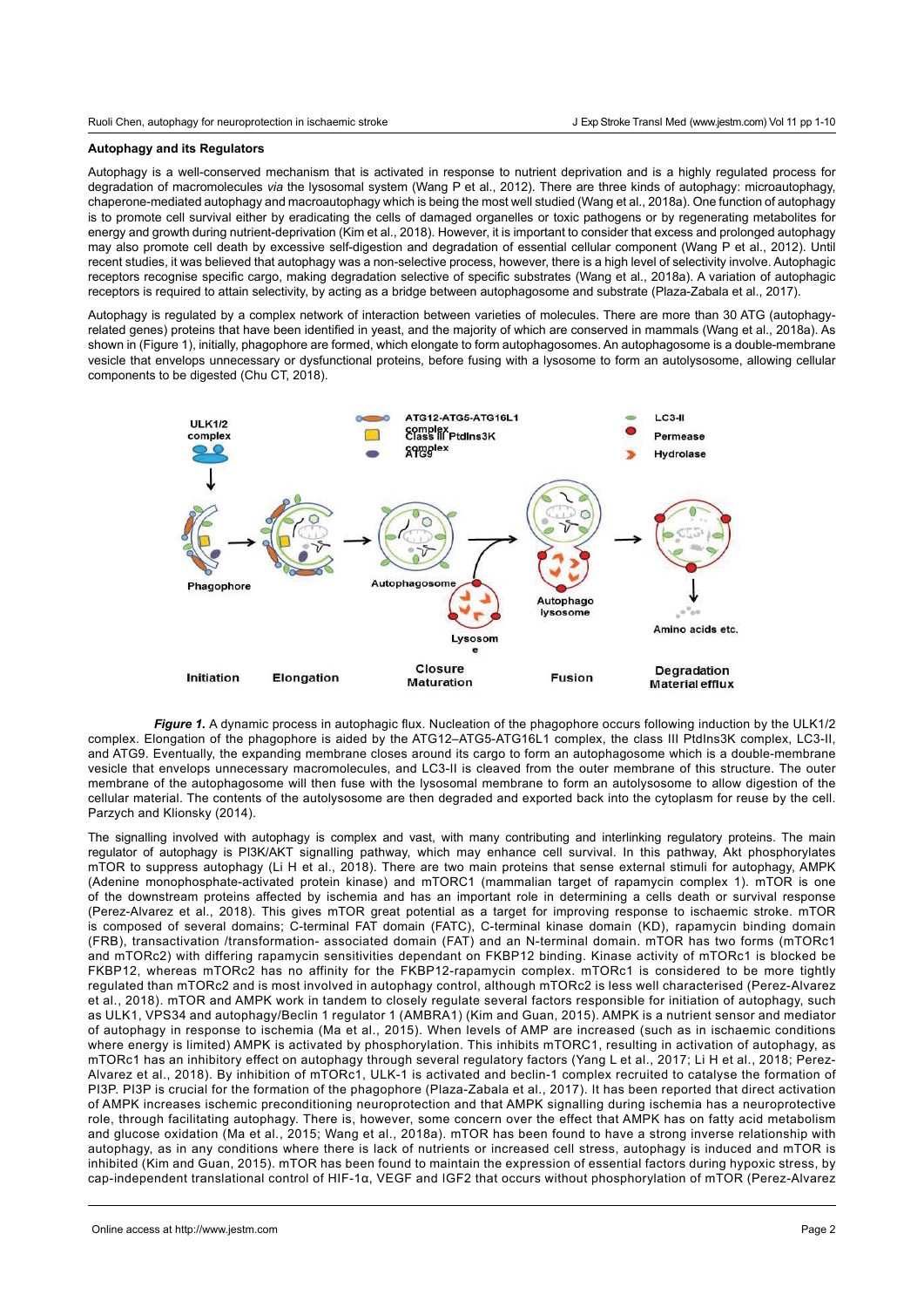### Autophagy and its Regulators

Autophagy is a well-conserved mechanism that is activated in response to nutrient deprivation and is a highly regulated process for degradation of macromolecules *via* the lysosomal system (Wang P et al., 2012). There are three kinds of autophagy: microautophagy, chaperone-mediated autophagy and macroautophagy which is being the most well studied (Wang et al., 2018a). One function of autophagy is to promote cell survival either by eradicating the cells of damaged organelles or toxic pathogens or by regenerating metabolites for energy and growth during nutrient-deprivation (Kim et al., 2018). However, it is important to consider that excess and prolonged autophagy may also promote cell death by excessive self-digestion and degradation of essential cellular component (Wang P et al., 2012). Until recent studies, it was believed that autophagy was a non-selective process, however, there is a high level of selectivity involve. Autophagic receptors recognise specific cargo, making degradation selective of specific substrates (Wang et al., 2018a). A variation of autophagic receptors is required to attain selectivity, by acting as a bridge between autophagosome and substrate (Plaza-Zabala et al., 2017).

Autophagy is regulated by a complex network of interaction between varieties of molecules. There are more than 30 ATG (autophagy-related genes) proteins that have been identified in yeast, and the majority of which are conserved in mammals (Wang et al., 2018a). As shown in (Figure 1), initially, phagophore are formed, which elongate to form autophagosomes. An autophagosome is a double-membrane vesicle that envelops unnecessary or dysfunctional proteins, before fusing with a lysosome to form an autolysosome, allowing cellular components to be digested (Chu CT, 2018).

***Figure 1.*** A dynamic process in autophagic flux. Nucleation of the phagophore occurs following induction by the ULK1/2 complex. Elongation of the phagophore is aided by the ATG12–ATG5-ATG16L1 complex, the class III PtdIns3K complex, LC3-II, and ATG9. Eventually, the expanding membrane closes around its cargo to form an autophagosome which is a double-membrane vesicle that envelops unnecessary macromolecules, and LC3-II is cleaved from the outer membrane of this structure. The outer membrane of the autophagosome will then fuse with the lysosomal membrane to form an autolysosome to allow digestion of the cellular material. The contents of the autolysosome are then degraded and exported back into the cytoplasm for reuse by the cell. Parzych and Klionsky (2014).

The signalling involved with autophagy is complex and vast, with many contributing and interlinking regulatory proteins. The main regulator of autophagy is PI3K/AKT signalling pathway, which may enhance cell survival. In this pathway, Akt phosphorylates mTOR to suppress autophagy (Li H et al., 2018). There are two main proteins that sense external stimuli for autophagy, AMPK (Adenine monophosphate-activated protein kinase) and mTORC1 (mammalian target of rapamycin complex 1). mTOR is one of the downstream proteins affected by ischemia and has an important role in determining a cells death or survival response (Perez-Alvarez et al., 2018). This gives mTOR great potential as a target for improving response to ischaemic stroke. mTOR is composed of several domains; C-terminal FAT domain (FATC), C-terminal kinase domain (KD), rapamycin binding domain (FRB), transactivation /transformation- associated domain (FAT) and an N-terminal domain. mTOR has two forms (mTORc1 and mTORc2) with differing rapamycin sensitivities dependant on FKBP12 binding. Kinase activity of mTORc1 is blocked be FKBP12, whereas mTORc2 has no affinity for the FKBP12-rapamycin complex. mTORc1 is considered to be more tightly regulated than mTORc2 and is most involved in autophagy control, although mTORc2 is less well characterised (Perez-Alvarez et al., 2018). mTOR and AMPK work in tandem to closely regulate several factors responsible for initiation of autophagy, such as ULK1, VPS34 and autophagy/Beclin 1 regulator 1 (AMBRA1) (Kim and Guan, 2015). AMPK is a nutrient sensor and mediator of autophagy in response to ischemia (Ma et al., 2015). When levels of AMP are increased (such as in ischaemic conditions where energy is limited) AMPK is activated by phosphorylation. This inhibits mTORC1, resulting in activation of autophagy, as mTORc1 has an inhibitory effect on autophagy through several regulatory factors (Yang L et al., 2017; Li H et al., 2018; Perez-Alvarez et al., 2018). By inhibition of mTORc1, ULK-1 is activated and beclin-1 complex recruited to catalyse the formation of PI3P. PI3P is crucial for the formation of the phagophore (Plaza-Zabala et al., 2017). It has been reported that direct activation of AMPK increases ischemic preconditioning neuroprotection and that AMPK signalling during ischemia has a neuroprotective role, through facilitating autophagy. There is, however, some concern over the effect that AMPK has on fatty acid metabolism and glucose oxidation (Ma et al., 2015; Wang et al., 2018a). mTOR has been found to have a strong inverse relationship with autophagy, as in any conditions where there is lack of nutrients or increased cell stress, autophagy is induced and mTOR is inhibited (Kim and Guan, 2015). mTOR has been found to maintain the expression of essential factors during hypoxic stress, by cap-independent translational control of HIF-1α, VEGF and IGF2 that occurs without phosphorylation of mTOR (Perez-Alvarez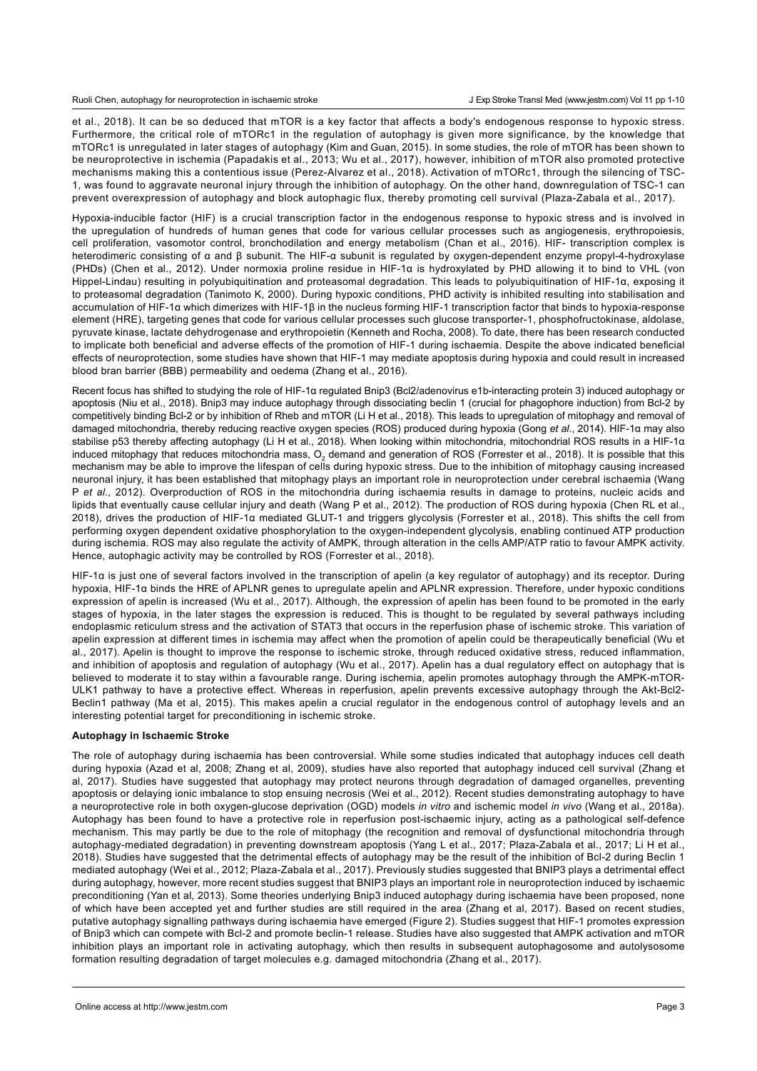et al., 2018). It can be so deduced that mTOR is a key factor that affects a body's endogenous response to hypoxic stress. Furthermore, the critical role of mTORc1 in the regulation of autophagy is given more significance, by the knowledge that mTORc1 is unregulated in later stages of autophagy (Kim and Guan, 2015). In some studies, the role of mTOR has been shown to be neuroprotective in ischemia (Papadakis et al., 2013; Wu et al., 2017), however, inhibition of mTOR also promoted protective mechanisms making this a contentious issue (Perez-Alvarez et al., 2018). Activation of mTORc1, through the silencing of TSC-1, was found to aggravate neuronal injury through the inhibition of autophagy. On the other hand, downregulation of TSC-1 can prevent overexpression of autophagy and block autophagic flux, thereby promoting cell survival (Plaza-Zabala et al., 2017).

Hypoxia-inducible factor (HIF) is a crucial transcription factor in the endogenous response to hypoxic stress and is involved in the upregulation of hundreds of human genes that code for various cellular processes such as angiogenesis, erythropoiesis, cell proliferation, vasomotor control, bronchodilation and energy metabolism (Chan et al., 2016). HIF- transcription complex is heterodimeric consisting of α and β subunit. The HIF-α subunit is regulated by oxygen-dependent enzyme propyl-4-hydroxylase (PHDs) (Chen et al., 2012). Under normoxia proline residue in HIF-1α is hydroxylated by PHD allowing it to bind to VHL (von Hippel-Lindau) resulting in polyubiquitination and proteasomal degradation. This leads to polyubiquitination of HIF-1α, exposing it to proteasomal degradation (Tanimoto K, 2000). During hypoxic conditions, PHD activity is inhibited resulting into stabilisation and accumulation of HIF-1α which dimerizes with HIF-1β in the nucleus forming HIF-1 transcription factor that binds to hypoxia-response element (HRE), targeting genes that code for various cellular processes such glucose transporter-1, phosphofructokinase, aldolase, pyruvate kinase, lactate dehydrogenase and erythropoietin (Kenneth and Rocha, 2008). To date, there has been research conducted to implicate both beneficial and adverse effects of the promotion of HIF-1 during ischaemia. Despite the above indicated beneficial effects of neuroprotection, some studies have shown that HIF-1 may mediate apoptosis during hypoxia and could result in increased blood bran barrier (BBB) permeability and oedema (Zhang et al., 2016).

Recent focus has shifted to studying the role of HIF-1α regulated Bnip3 (Bcl2/adenovirus e1b-interacting protein 3) induced autophagy or apoptosis (Niu et al., 2018). Bnip3 may induce autophagy through dissociating beclin 1 (crucial for phagophore induction) from Bcl-2 by competitively binding Bcl-2 or by inhibition of Rheb and mTOR (Li H et al., 2018). This leads to upregulation of mitophagy and removal of damaged mitochondria, thereby reducing reactive oxygen species (ROS) produced during hypoxia (Gong *et al*., 2014). HIF-1α may also stabilise p53 thereby affecting autophagy (Li H et al., 2018). When looking within mitochondria, mitochondrial ROS results in a HIF-1α induced mitophagy that reduces mitochondria mass, $O_2$ demand and generation of ROS (Forrester et al., 2018). It is possible that this mechanism may be able to improve the lifespan of cells during hypoxic stress. Due to the inhibition of mitophagy causing increased neuronal injury, it has been established that mitophagy plays an important role in neuroprotection under cerebral ischaemia (Wang P *et al*., 2012). Overproduction of ROS in the mitochondria during ischaemia results in damage to proteins, nucleic acids and lipids that eventually cause cellular injury and death (Wang P et al., 2012). The production of ROS during hypoxia (Chen RL et al., 2018), drives the production of HIF-1α mediated GLUT-1 and triggers glycolysis (Forrester et al., 2018). This shifts the cell from performing oxygen dependent oxidative phosphorylation to the oxygen-independent glycolysis, enabling continued ATP production during ischemia. ROS may also regulate the activity of AMPK, through alteration in the cells AMP/ATP ratio to favour AMPK activity. Hence, autophagic activity may be controlled by ROS (Forrester et al., 2018).

HIF-1α is just one of several factors involved in the transcription of apelin (a key regulator of autophagy) and its receptor. During hypoxia, HIF-1α binds the HRE of APLNR genes to upregulate apelin and APLNR expression. Therefore, under hypoxic conditions expression of apelin is increased (Wu et al., 2017). Although, the expression of apelin has been found to be promoted in the early stages of hypoxia, in the later stages the expression is reduced. This is thought to be regulated by several pathways including endoplasmic reticulum stress and the activation of STAT3 that occurs in the reperfusion phase of ischemic stroke. This variation of apelin expression at different times in ischemia may affect when the promotion of apelin could be therapeutically beneficial (Wu et al., 2017). Apelin is thought to improve the response to ischemic stroke, through reduced oxidative stress, reduced inflammation, and inhibition of apoptosis and regulation of autophagy (Wu et al., 2017). Apelin has a dual regulatory effect on autophagy that is believed to moderate it to stay within a favourable range. During ischemia, apelin promotes autophagy through the AMPK-mTOR-ULK1 pathway to have a protective effect. Whereas in reperfusion, apelin prevents excessive autophagy through the Akt-Bcl2-Beclin1 pathway (Ma et al, 2015). This makes apelin a crucial regulator in the endogenous control of autophagy levels and an interesting potential target for preconditioning in ischemic stroke.

**Autophagy in Ischaemic Stroke**

The role of autophagy during ischaemia has been controversial. While some studies indicated that autophagy induces cell death during hypoxia (Azad et al, 2008; Zhang et al, 2009), studies have also reported that autophagy induced cell survival (Zhang et al, 2017). Studies have suggested that autophagy may protect neurons through degradation of damaged organelles, preventing apoptosis or delaying ionic imbalance to stop ensuing necrosis (Wei et al., 2012). Recent studies demonstrating autophagy to have a neuroprotective role in both oxygen-glucose deprivation (OGD) models *in vitro* and ischemic model *in vivo* (Wang et al., 2018a). Autophagy has been found to have a protective role in reperfusion post-ischaemic injury, acting as a pathological self-defence mechanism. This may partly be due to the role of mitophagy (the recognition and removal of dysfunctional mitochondria through autophagy-mediated degradation) in preventing downstream apoptosis (Yang L et al., 2017; Plaza-Zabala et al., 2017; Li H et al., 2018). Studies have suggested that the detrimental effects of autophagy may be the result of the inhibition of Bcl-2 during Beclin 1 mediated autophagy (Wei et al., 2012; Plaza-Zabala et al., 2017). Previously studies suggested that BNIP3 plays a detrimental effect during autophagy, however, more recent studies suggest that BNIP3 plays an important role in neuroprotection induced by ischaemic preconditioning (Yan et al, 2013). Some theories underlying Bnip3 induced autophagy during ischaemia have been proposed, none of which have been accepted yet and further studies are still required in the area (Zhang et al, 2017). Based on recent studies, putative autophagy signalling pathways during ischaemia have emerged (Figure 2). Studies suggest that HIF-1 promotes expression of Bnip3 which can compete with Bcl-2 and promote beclin-1 release. Studies have also suggested that AMPK activation and mTOR inhibition plays an important role in activating autophagy, which then results in subsequent autophagosome and autolysosome formation resulting degradation of target molecules e.g. damaged mitochondria (Zhang et al., 2017).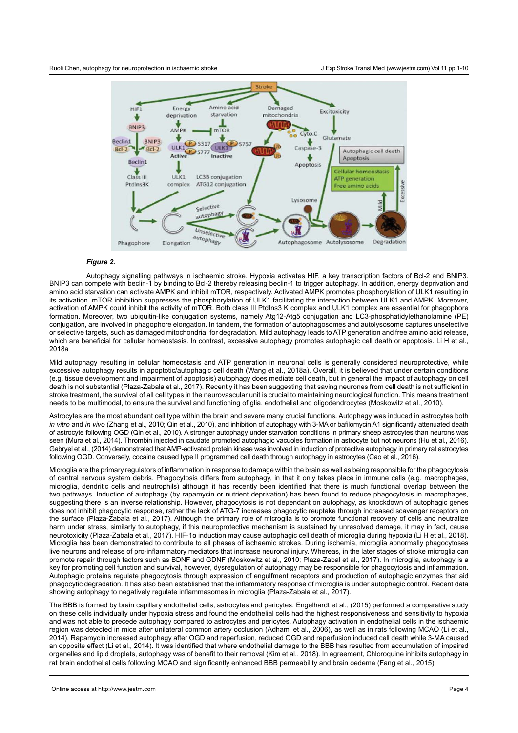***Figure 2.***

Autophagy signalling pathways in ischaemic stroke. Hypoxia activates HIF, a key transcription factors of Bcl-2 and BNIP3. BNIP3 can compete with beclin-1 by binding to Bcl-2 thereby releasing beclin-1 to trigger autophagy. In addition, energy deprivation and amino acid starvation can activate AMPK and inhibit mTOR, respectively. Activated AMPK promotes phosphorylation of ULK1 resulting in its activation. mTOR inhibition suppresses the phosphorylation of ULK1 facilitating the interaction between ULK1 and AMPK. Moreover, activation of AMPK could inhibit the activity of mTOR. Both class III PtdIns3 K complex and ULK1 complex are essential for phagophore formation. Moreover, two ubiquitin-like conjugation systems, namely Atg12-Atg5 conjugation and LC3-phosphatidylethanolamine (PE) conjugation, are involved in phagophore elongation. In tandem, the formation of autophagosomes and autolysosome captures unselective or selective targets, such as damaged mitochondria, for degradation. Mild autophagy leads to ATP generation and free amino acid release, which are beneficial for cellular homeostasis. In contrast, excessive autophagy promotes autophagic cell death or apoptosis. Li H et al., 2018a

Mild autophagy resulting in cellular homeostasis and ATP generation in neuronal cells is generally considered neuroprotective, while excessive autophagy results in apoptotic/autophagic cell death (Wang et al., 2018a). Overall, it is believed that under certain conditions (e.g. tissue development and impairment of apoptosis) autophagy does mediate cell death, but in general the impact of autophagy on cell death is not substantial (Plaza-Zabala et al., 2017). Recently it has been suggesting that saving neurones from cell death is not sufficient in stroke treatment, the survival of all cell types in the neurovascular unit is crucial to maintaining neurological function. This means treatment needs to be multimodal, to ensure the survival and functioning of glia, endothelial and oligodendrocytes (Moskowitz et al., 2010).

Astrocytes are the most abundant cell type within the brain and severe many crucial functions. Autophagy was induced in astrocytes both *in vitro* and *in vivo* (Zhang et al., 2010; Qin et al., 2010), and inhibition of autophagy with 3-MA or bafilomycin A1 significantly attenuated death of astrocyte following OGD (Qin et al., 2010). A stronger autophagy under starvation conditions in primary sheep astrocytes than neurons was seen (Mura et al., 2014). Thrombin injected in caudate promoted autophagic vacuoles formation in astrocyte but not neurons (Hu et al., 2016). Gabryel et al., (2014) demonstrated that AMP-activated protein kinase was involved in induction of protective autophagy in primary rat astrocytes following OGD. Conversely, cocaine caused type II programmed cell death through autophagy in astrocytes (Cao et al., 2016).

Microglia are the primary regulators of inflammation in response to damage within the brain as well as being responsible for the phagocytosis of central nervous system debris. Phagocytosis differs from autophagy, in that it only takes place in immune cells (e.g. macrophages, microglia, dendritic cells and neutrophils) although it has recently been identified that there is much functional overlap between the two pathways. Induction of autophagy (by rapamycin or nutrient deprivation) has been found to reduce phagocytosis in macrophages, suggesting there is an inverse relationship. However, phagocytosis is not dependant on autophagy, as knockdown of autophagic genes does not inhibit phagocytic response, rather the lack of ATG-7 increases phagocytic reuptake through increased scavenger receptors on the surface (Plaza-Zabala et al., 2017). Although the primary role of microglia is to promote functional recovery of cells and neutralize harm under stress, similarly to autophagy, if this neuroprotective mechanism is sustained by unresolved damage, it may in fact, cause neurotoxicity (Plaza-Zabala et al., 2017). HIF-1α induction may cause autophagic cell death of microglia during hypoxia (Li H et al., 2018). Microglia has been demonstrated to contribute to all phases of ischaemic strokes. During ischemia, microglia abnormally phagocytoses live neurons and release of pro-inflammatory mediators that increase neuronal injury. Whereas, in the later stages of stroke microglia can promote repair through factors such as BDNF and GDNF (Moskowitz et al., 2010; Plaza-Zabal et al., 2017). In microglia, autophagy is a key for promoting cell function and survival, however, dysregulation of autophagy may be responsible for phagocytosis and inflammation. Autophagic proteins regulate phagocytosis through expression of engulfment receptors and production of autophagic enzymes that aid phagocytic degradation. It has also been established that the inflammatory response of microglia is under autophagic control. Recent data showing autophagy to negatively regulate inflammasomes in microglia (Plaza-Zabala et al., 2017).

The BBB is formed by brain capillary endothelial cells, astrocytes and pericytes. Engelhardt et al., (2015) performed a comparative study on these cells individually under hypoxia stress and found the endothelial cells had the highest responsiveness and sensitivity to hypoxia and was not able to precede autophagy compared to astrocytes and pericytes. Autophagy activation in endothelial cells in the ischaemic region was detected in mice after unilateral common artery occlusion (Adhami et al., 2006), as well as in rats following MCAO (Li et al., 2014). Rapamycin increased autophagy after OGD and reperfusion, reduced OGD and reperfusion induced cell death while 3-MA caused an opposite effect (Li et al., 2014). It was identified that where endothelial damage to the BBB has resulted from accumulation of impaired organelles and lipid droplets, autophagy was of benefit to their removal (Kim et al., 2018). In agreement, Chloroquine inhibits autophagy in rat brain endothelial cells following MCAO and significantly enhanced BBB permeability and brain oedema (Fang et al., 2015).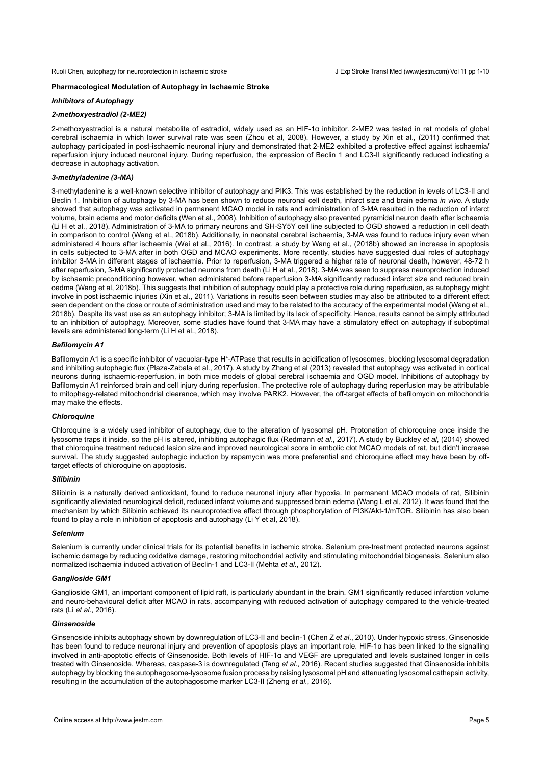### Pharmacological Modulation of Autophagy in Ischaemic Stroke

#### *Inhibitors of Autophagy*

#### *2-methoxyestradiol (2-ME2)*

2-methoxyestradiol is a natural metabolite of estradiol, widely used as an HIF-1α inhibitor. 2-ME2 was tested in rat models of global cerebral ischaemia in which lower survival rate was seen (Zhou et al, 2008). However, a study by Xin et al., (2011) confirmed that autophagy participated in post-ischaemic neuronal injury and demonstrated that 2-ME2 exhibited a protective effect against ischaemia/ reperfusion injury induced neuronal injury. During reperfusion, the expression of Beclin 1 and LC3-II significantly reduced indicating a decrease in autophagy activation.

#### *3-methyladenine (3-MA)*

3-methyladenine is a well-known selective inhibitor of autophagy and PIK3. This was established by the reduction in levels of LC3-II and Beclin 1. Inhibition of autophagy by 3-MA has been shown to reduce neuronal cell death, infarct size and brain edema *in vivo*. A study showed that autophagy was activated in permanent MCAO model in rats and administration of 3-MA resulted in the reduction of infarct volume, brain edema and motor deficits (Wen et al., 2008). Inhibition of autophagy also prevented pyramidal neuron death after ischaemia (Li H et al., 2018). Administration of 3-MA to primary neurons and SH-SY5Y cell line subjected to OGD showed a reduction in cell death in comparison to control (Wang et al., 2018b). Additionally, in neonatal cerebral ischaemia, 3-MA was found to reduce injury even when administered 4 hours after ischaemia (Wei et al., 2016). In contrast, a study by Wang et al., (2018b) showed an increase in apoptosis in cells subjected to 3-MA after in both OGD and MCAO experiments. More recently, studies have suggested dual roles of autophagy inhibitor 3-MA in different stages of ischaemia. Prior to reperfusion, 3-MA triggered a higher rate of neuronal death, however, 48-72 h after reperfusion, 3-MA significantly protected neurons from death (Li H et al., 2018). 3-MA was seen to suppress neuroprotection induced by ischaemic preconditioning however, when administered before reperfusion 3-MA significantly reduced infarct size and reduced brain oedma (Wang et al, 2018b). This suggests that inhibition of autophagy could play a protective role during reperfusion, as autophagy might involve in post ischaemic injuries (Xin et al., 2011). Variations in results seen between studies may also be attributed to a different effect seen dependent on the dose or route of administration used and may to be related to the accuracy of the experimental model (Wang et al., 2018b). Despite its vast use as an autophagy inhibitor; 3-MA is limited by its lack of specificity. Hence, results cannot be simply attributed to an inhibition of autophagy. Moreover, some studies have found that 3-MA may have a stimulatory effect on autophagy if suboptimal levels are administered long-term (Li H et al., 2018).

#### *Bafilomycin A1*

Bafilomycin A1 is a specific inhibitor of vacuolar-type $H^+$-ATPase that results in acidification of lysosomes, blocking lysosomal degradation and inhibiting autophagic flux (Plaza-Zabala et al., 2017). A study by Zhang et al (2013) revealed that autophagy was activated in cortical neurons during ischaemic-reperfusion, in both mice models of global cerebral ischaemia and OGD model. Inhibitions of autophagy by Bafilomycin A1 reinforced brain and cell injury during reperfusion. The protective role of autophagy during reperfusion may be attributable to mitophagy-related mitochondrial clearance, which may involve PARK2. However, the off-target effects of bafilomycin on mitochondria may make the effects.

#### *Chloroquine*

Chloroquine is a widely used inhibitor of autophagy, due to the alteration of lysosomal pH. Protonation of chloroquine once inside the lysosome traps it inside, so the pH is altered, inhibiting autophagic flux (Redmann *et al*., 2017). A study by Buckley *et al*, (2014) showed that chloroquine treatment reduced lesion size and improved neurological score in embolic clot MCAO models of rat, but didn't increase survival. The study suggested autophagic induction by rapamycin was more preferential and chloroquine effect may have been by off-target effects of chloroquine on apoptosis.

#### *Silibinin*

Silibinin is a naturally derived antioxidant, found to reduce neuronal injury after hypoxia. In permanent MCAO models of rat, Silibinin significantly alleviated neurological deficit, reduced infarct volume and suppressed brain edema (Wang L et al, 2012). It was found that the mechanism by which Silibinin achieved its neuroprotective effect through phosphorylation of PI3K/Akt-1/mTOR. Silibinin has also been found to play a role in inhibition of apoptosis and autophagy (Li Y et al, 2018).

#### *Selenium*

Selenium is currently under clinical trials for its potential benefits in ischemic stroke. Selenium pre-treatment protected neurons against ischemic damage by reducing oxidative damage, restoring mitochondrial activity and stimulating mitochondrial biogenesis. Selenium also normalized ischaemia induced activation of Beclin-1 and LC3-II (Mehta *et al.*, 2012).

#### *Ganglioside GM1*

Ganglioside GM1, an important component of lipid raft, is particularly abundant in the brain. GM1 significantly reduced infarction volume and neuro-behavioural deficit after MCAO in rats, accompanying with reduced activation of autophagy compared to the vehicle-treated rats (Li *et al*., 2016).

#### *Ginsenoside*

Ginsenoside inhibits autophagy shown by downregulation of LC3-II and beclin-1 (Chen Z *et al*., 2010). Under hypoxic stress, Ginsenoside has been found to reduce neuronal injury and prevention of apoptosis plays an important role. HIF-1α has been linked to the signalling involved in anti-apoptotic effects of Ginsenoside. Both levels of HIF-1α and VEGF are upregulated and levels sustained longer in cells treated with Ginsenoside. Whereas, caspase-3 is downregulated (Tang *et al*., 2016). Recent studies suggested that Ginsenoside inhibits autophagy by blocking the autophagosome-lysosome fusion process by raising lysosomal pH and attenuating lysosomal cathepsin activity, resulting in the accumulation of the autophagosome marker LC3-II (Zheng *et al*., 2016).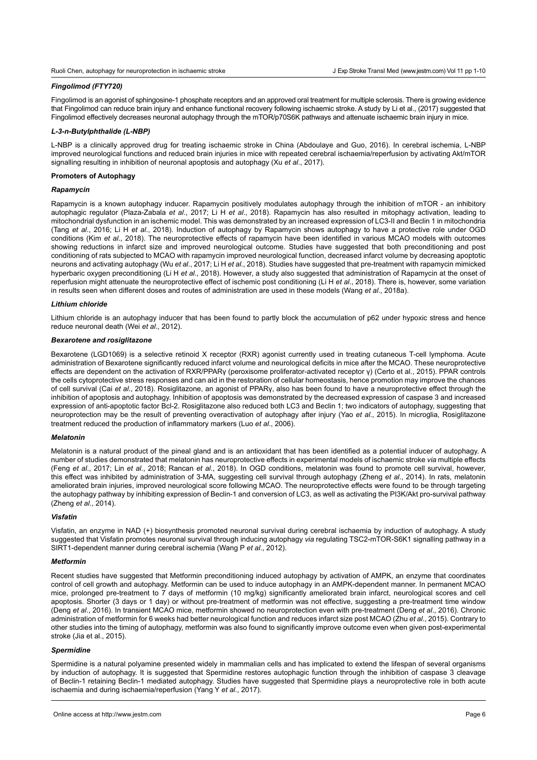### *Fingolimod (FTY720)*

Fingolimod is an agonist of sphingosine-1 phosphate receptors and an approved oral treatment for multiple sclerosis. There is growing evidence that Fingolimod can reduce brain injury and enhance functional recovery following ischaemic stroke. A study by Li et al., (2017) suggested that Fingolimod effectively decreases neuronal autophagy through the mTOR/p70S6K pathways and attenuate ischaemic brain injury in mice.

### *L-3-n-Butylphthalide (L-NBP)*

L-NBP is a clinically approved drug for treating ischaemic stroke in China (Abdoulaye and Guo, 2016). In cerebral ischemia, L-NBP improved neurological functions and reduced brain injuries in mice with repeated cerebral ischaemia/reperfusion by activating Akt/mTOR signalling resulting in inhibition of neuronal apoptosis and autophagy (Xu *et al*., 2017).

## Promoters of Autophagy

### *Rapamycin*

Rapamycin is a known autophagy inducer. Rapamycin positively modulates autophagy through the inhibition of mTOR - an inhibitory autophagic regulator (Plaza-Zabala *et al*., 2017; Li H *et al*., 2018). Rapamycin has also resulted in mitophagy activation, leading to mitochondrial dysfunction in an ischemic model. This was demonstrated by an increased expression of LC3-II and Beclin 1 in mitochondria (Tang *et al*., 2016; Li H *et al*., 2018). Induction of autophagy by Rapamycin shows autophagy to have a protective role under OGD conditions (Kim *et al*., 2018). The neuroprotective effects of rapamycin have been identified in various MCAO models with outcomes showing reductions in infarct size and improved neurological outcome. Studies have suggested that both preconditioning and post conditioning of rats subjected to MCAO with rapamycin improved neurological function, decreased infarct volume by decreasing apoptotic neurons and activating autophagy (Wu *et al*., 2017; Li H *et al*., 2018). Studies have suggested that pre-treatment with rapamycin mimicked hyperbaric oxygen preconditioning (Li H *et al*., 2018). However, a study also suggested that administration of Rapamycin at the onset of reperfusion might attenuate the neuroprotective effect of ischemic post conditioning (Li H *et al*., 2018). There is, however, some variation in results seen when different doses and routes of administration are used in these models (Wang *et al*., 2018a).

### *Lithium chloride*

Lithium chloride is an autophagy inducer that has been found to partly block the accumulation of p62 under hypoxic stress and hence reduce neuronal death (Wei *et al*., 2012).

### *Bexarotene and rosiglitazone*

Bexarotene (LGD1069) is a selective retinoid X receptor (RXR) agonist currently used in treating cutaneous T-cell lymphoma. Acute administration of Bexarotene significantly reduced infarct volume and neurological deficits in mice after the MCAO. These neuroprotective effects are dependent on the activation of RXR/PPARγ (peroxisome proliferator-activated receptor γ) (Certo et al., 2015). PPAR controls the cells cytoprotective stress responses and can aid in the restoration of cellular homeostasis, hence promotion may improve the chances of cell survival (Cai *et al*., 2018). Rosiglitazone, an agonist of PPARγ, also has been found to have a neuroprotective effect through the inhibition of apoptosis and autophagy. Inhibition of apoptosis was demonstrated by the decreased expression of caspase 3 and increased expression of anti-apoptotic factor Bcl-2. Rosiglitazone also reduced both LC3 and Beclin 1; two indicators of autophagy, suggesting that neuroprotection may be the result of preventing overactivation of autophagy after injury (Yao *et al*., 2015). In microglia, Rosiglitazone treatment reduced the production of inflammatory markers (Luo *et al*., 2006).

### *Melatonin*

Melatonin is a natural product of the pineal gland and is an antioxidant that has been identified as a potential inducer of autophagy. A number of studies demonstrated that melatonin has neuroprotective effects in experimental models of ischaemic stroke *via* multiple effects (Feng *et al*., 2017; Lin *et al*., 2018; Rancan *et al*., 2018). In OGD conditions, melatonin was found to promote cell survival, however, this effect was inhibited by administration of 3-MA, suggesting cell survival through autophagy (Zheng *et al*., 2014). In rats, melatonin ameliorated brain injuries, improved neurological score following MCAO. The neuroprotective effects were found to be through targeting the autophagy pathway by inhibiting expression of Beclin-1 and conversion of LC3, as well as activating the PI3K/Akt pro-survival pathway (Zheng *et al*., 2014).

### *Visfatin*

Visfatin, an enzyme in NAD (+) biosynthesis promoted neuronal survival during cerebral ischaemia by induction of autophagy. A study suggested that Visfatin promotes neuronal survival through inducing autophagy *via* regulating TSC2-mTOR-S6K1 signalling pathway in a SIRT1-dependent manner during cerebral ischemia (Wang P *et al*., 2012).

### *Metformin*

Recent studies have suggested that Metformin preconditioning induced autophagy by activation of AMPK, an enzyme that coordinates control of cell growth and autophagy. Metformin can be used to induce autophagy in an AMPK-dependent manner. In permanent MCAO mice, prolonged pre-treatment to 7 days of metformin (10 mg/kg) significantly ameliorated brain infarct, neurological scores and cell apoptosis. Shorter (3 days or 1 day) or without pre-treatment of metformin was not effective, suggesting a pre-treatment time window (Deng *et al*., 2016). In transient MCAO mice, metformin showed no neuroprotection even with pre-treatment (Deng *et al*., 2016). Chronic administration of metformin for 6 weeks had better neurological function and reduces infarct size post MCAO (Zhu *et al*., 2015). Contrary to other studies into the timing of autophagy, metformin was also found to significantly improve outcome even when given post-experimental stroke (Jia et al., 2015).

### *Spermidine*

Spermidine is a natural polyamine presented widely in mammalian cells and has implicated to extend the lifespan of several organisms by induction of autophagy. It is suggested that Spermidine restores autophagic function through the inhibition of caspase 3 cleavage of Beclin-1 retaining Beclin-1 mediated autophagy. Studies have suggested that Spermidine plays a neuroprotective role in both acute ischaemia and during ischaemia/reperfusion (Yang Y *et al*., 2017).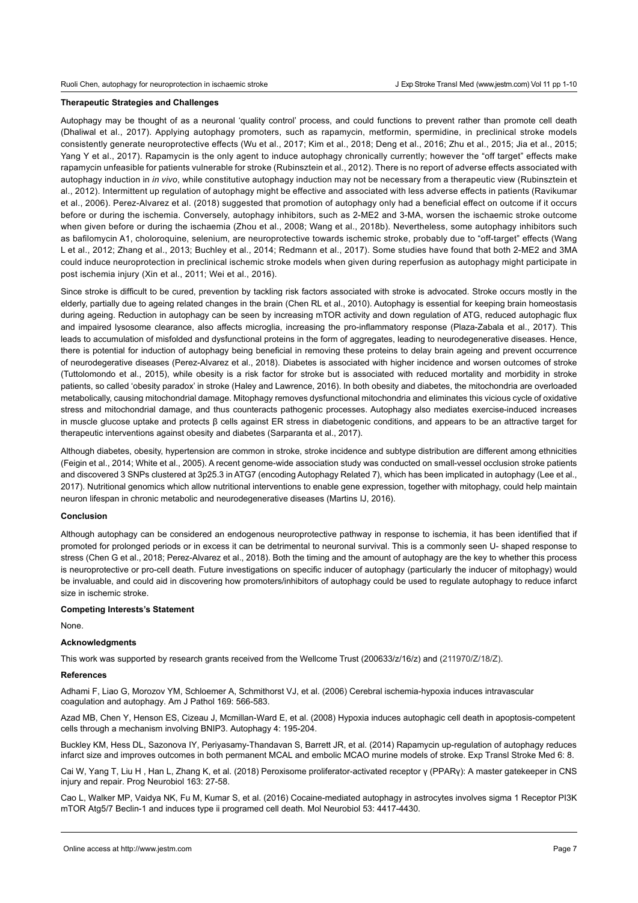### Therapeutic Strategies and Challenges

Autophagy may be thought of as a neuronal 'quality control' process, and could functions to prevent rather than promote cell death (Dhaliwal et al., 2017). Applying autophagy promoters, such as rapamycin, metformin, spermidine, in preclinical stroke models consistently generate neuroprotective effects (Wu et al., 2017; Kim et al., 2018; Deng et al., 2016; Zhu et al., 2015; Jia et al., 2015; Yang Y et al., 2017). Rapamycin is the only agent to induce autophagy chronically currently; however the "off target" effects make rapamycin unfeasible for patients vulnerable for stroke (Rubinsztein et al., 2012). There is no report of adverse effects associated with autophagy induction in *in vivo*, while constitutive autophagy induction may not be necessary from a therapeutic view (Rubinsztein et al., 2012). Intermittent up regulation of autophagy might be effective and associated with less adverse effects in patients (Ravikumar et al., 2006). Perez-Alvarez et al. (2018) suggested that promotion of autophagy only had a beneficial effect on outcome if it occurs before or during the ischemia. Conversely, autophagy inhibitors, such as 2-ME2 and 3-MA, worsen the ischaemic stroke outcome when given before or during the ischaemia (Zhou et al., 2008; Wang et al., 2018b). Nevertheless, some autophagy inhibitors such as bafilomycin A1, choloroquine, selenium, are neuroprotective towards ischemic stroke, probably due to "off-target" effects (Wang L et al., 2012; Zhang et al., 2013; Buchley et al., 2014; Redmann et al., 2017). Some studies have found that both 2-ME2 and 3MA could induce neuroprotection in preclinical ischemic stroke models when given during reperfusion as autophagy might participate in post ischemia injury (Xin et al., 2011; Wei et al., 2016).

Since stroke is difficult to be cured, prevention by tackling risk factors associated with stroke is advocated. Stroke occurs mostly in the elderly, partially due to ageing related changes in the brain (Chen RL et al., 2010). Autophagy is essential for keeping brain homeostasis during ageing. Reduction in autophagy can be seen by increasing mTOR activity and down regulation of ATG, reduced autophagic flux and impaired lysosome clearance, also affects microglia, increasing the pro-inflammatory response (Plaza-Zabala et al., 2017). This leads to accumulation of misfolded and dysfunctional proteins in the form of aggregates, leading to neurodegenerative diseases. Hence, there is potential for induction of autophagy being beneficial in removing these proteins to delay brain ageing and prevent occurrence of neurodegenerative diseases (Perez-Alvarez et al., 2018). Diabetes is associated with higher incidence and worsen outcomes of stroke (Tuttolomondo et al., 2015), while obesity is a risk factor for stroke but is associated with reduced mortality and morbidity in stroke patients, so called 'obesity paradox' in stroke (Haley and Lawrence, 2016). In both obesity and diabetes, the mitochondria are overloaded metabolically, causing mitochondrial damage. Mitophagy removes dysfunctional mitochondria and eliminates this vicious cycle of oxidative stress and mitochondrial damage, and thus counteracts pathogenic processes. Autophagy also mediates exercise-induced increases in muscle glucose uptake and protects β cells against ER stress in diabetogenic conditions, and appears to be an attractive target for therapeutic interventions against obesity and diabetes (Sarparanta et al., 2017).

Although diabetes, obesity, hypertension are common in stroke, stroke incidence and subtype distribution are different among ethnicities (Feigin et al., 2014; White et al., 2005). A recent genome-wide association study was conducted on small-vessel occlusion stroke patients and discovered 3 SNPs clustered at 3p25.3 in ATG7 (encoding Autophagy Related 7), which has been implicated in autophagy (Lee et al., 2017). Nutritional genomics which allow nutritional interventions to enable gene expression, together with mitophagy, could help maintain neuron lifespan in chronic metabolic and neurodegenerative diseases (Martins IJ, 2016).

### Conclusion

Although autophagy can be considered an endogenous neuroprotective pathway in response to ischemia, it has been identified that if promoted for prolonged periods or in excess it can be detrimental to neuronal survival. This is a commonly seen U- shaped response to stress (Chen G et al., 2018; Perez-Alvarez et al., 2018). Both the timing and the amount of autophagy are the key to whether this process is neuroprotective or pro-cell death. Future investigations on specific inducer of autophagy (particularly the inducer of mitophagy) would be invaluable, and could aid in discovering how promoters/inhibitors of autophagy could be used to regulate autophagy to reduce infarct size in ischemic stroke.

### Competing Interests's Statement

None.

### Acknowledgments

This work was supported by research grants received from the Wellcome Trust (200633/z/16/z) and (211970/Z/18/Z).

### References

Adhami F, Liao G, Morozov YM, Schloemer A, Schmithorst VJ, et al. (2006) Cerebral ischemia-hypoxia induces intravascular coagulation and autophagy. Am J Pathol 169: 566-583.

Azad MB, Chen Y, Henson ES, Cizeau J, Mcmillan-Ward E, et al. (2008) Hypoxia induces autophagic cell death in apoptosis-competent cells through a mechanism involving BNIP3. Autophagy 4: 195-204.

Buckley KM, Hess DL, Sazonova IY, Periyasamy-Thandavan S, Barrett JR, et al. (2014) Rapamycin up-regulation of autophagy reduces infarct size and improves outcomes in both permanent MCAL and embolic MCAO murine models of stroke. Exp Transl Stroke Med 6: 8.

Cai W, Yang T, Liu H , Han L, Zhang K, et al. (2018) Peroxisome proliferator-activated receptor γ (PPARγ): A master gatekeeper in CNS injury and repair. Prog Neurobiol 163: 27-58.

Cao L, Walker MP, Vaidya NK, Fu M, Kumar S, et al. (2016) Cocaine-mediated autophagy in astrocytes involves sigma 1 Receptor PI3K mTOR Atg5/7 Beclin-1 and induces type ii programed cell death. Mol Neurobiol 53: 4417-4430.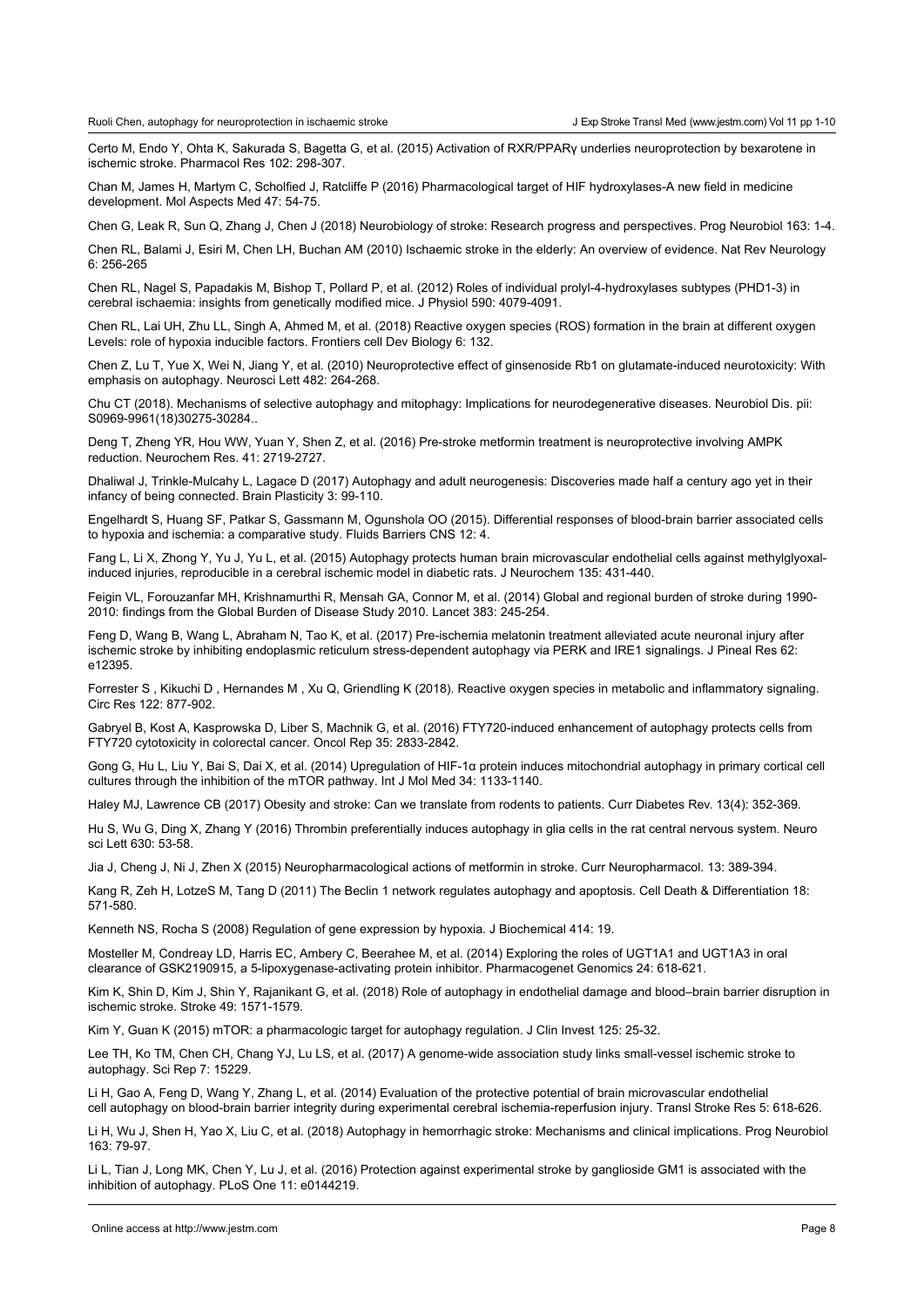Certo M, Endo Y, Ohta K, Sakurada S, Bagetta G, et al. (2015) Activation of RXR/PPARγ underlies neuroprotection by bexarotene in ischemic stroke. Pharmacol Res 102: 298-307.

Chan M, James H, Martym C, Scholfied J, Ratcliffe P (2016) Pharmacological target of HIF hydroxylases-A new field in medicine development. Mol Aspects Med 47: 54-75.

Chen G, Leak R, Sun Q, Zhang J, Chen J (2018) Neurobiology of stroke: Research progress and perspectives. Prog Neurobiol 163: 1-4.

Chen RL, Balami J, Esiri M, Chen LH, Buchan AM (2010) Ischaemic stroke in the elderly: An overview of evidence. Nat Rev Neurology 6: 256-265

Chen RL, Nagel S, Papadakis M, Bishop T, Pollard P, et al. (2012) Roles of individual prolyl-4-hydroxylases subtypes (PHD1-3) in cerebral ischaemia: insights from genetically modified mice. J Physiol 590: 4079-4091.

Chen RL, Lai UH, Zhu LL, Singh A, Ahmed M, et al. (2018) Reactive oxygen species (ROS) formation in the brain at different oxygen Levels: role of hypoxia inducible factors. Frontiers cell Dev Biology 6: 132.

Chen Z, Lu T, Yue X, Wei N, Jiang Y, et al. (2010) Neuroprotective effect of ginsenoside Rb1 on glutamate-induced neurotoxicity: With emphasis on autophagy. Neurosci Lett 482: 264-268.

Chu CT (2018). Mechanisms of selective autophagy and mitophagy: Implications for neurodegenerative diseases. Neurobiol Dis. pii: S0969-9961(18)30275-30284..

Deng T, Zheng YR, Hou WW, Yuan Y, Shen Z, et al. (2016) Pre-stroke metformin treatment is neuroprotective involving AMPK reduction. Neurochem Res. 41: 2719-2727.

Dhaliwal J, Trinkle-Mulcahy L, Lagace D (2017) Autophagy and adult neurogenesis: Discoveries made half a century ago yet in their infancy of being connected. Brain Plasticity 3: 99-110.

Engelhardt S, Huang SF, Patkar S, Gassmann M, Ogunshola OO (2015). Differential responses of blood-brain barrier associated cells to hypoxia and ischemia: a comparative study. Fluids Barriers CNS 12: 4.

Fang L, Li X, Zhong Y, Yu J, Yu L, et al. (2015) Autophagy protects human brain microvascular endothelial cells against methylglyoxal-induced injuries, reproducible in a cerebral ischemic model in diabetic rats. J Neurochem 135: 431-440.

Feigin VL, Forouzanfar MH, Krishnamurthi R, Mensah GA, Connor M, et al. (2014) Global and regional burden of stroke during 1990-2010: findings from the Global Burden of Disease Study 2010. Lancet 383: 245-254.

Feng D, Wang B, Wang L, Abraham N, Tao K, et al. (2017) Pre-ischemia melatonin treatment alleviated acute neuronal injury after ischemic stroke by inhibiting endoplasmic reticulum stress-dependent autophagy via PERK and IRE1 signalings. J Pineal Res 62: e12395.

Forrester S , Kikuchi D , Hernandes M , Xu Q, Griendling K (2018). Reactive oxygen species in metabolic and inflammatory signaling. Circ Res 122: 877-902.

Gabryel B, Kost A, Kasprowska D, Liber S, Machnik G, et al. (2016) FTY720-induced enhancement of autophagy protects cells from FTY720 cytotoxicity in colorectal cancer. Oncol Rep 35: 2833-2842.

Gong G, Hu L, Liu Y, Bai S, Dai X, et al. (2014) Upregulation of HIF-1α protein induces mitochondrial autophagy in primary cortical cell cultures through the inhibition of the mTOR pathway. Int J Mol Med 34: 1133-1140.

Haley MJ, Lawrence CB (2017) Obesity and stroke: Can we translate from rodents to patients. Curr Diabetes Rev. 13(4): 352-369.

Hu S, Wu G, Ding X, Zhang Y (2016) Thrombin preferentially induces autophagy in glia cells in the rat central nervous system. Neuro sci Lett 630: 53-58.

Jia J, Cheng J, Ni J, Zhen X (2015) Neuropharmacological actions of metformin in stroke. Curr Neuropharmacol. 13: 389-394.

Kang R, Zeh H, LotzeS M, Tang D (2011) The Beclin 1 network regulates autophagy and apoptosis. Cell Death & Differentiation 18: 571-580.

Kenneth NS, Rocha S (2008) Regulation of gene expression by hypoxia. J Biochemical 414: 19.

Mosteller M, Condreay LD, Harris EC, Ambery C, Beerahee M, et al. (2014) Exploring the roles of UGT1A1 and UGT1A3 in oral clearance of GSK2190915, a 5-lipoxygenase-activating protein inhibitor. Pharmacogenet Genomics 24: 618-621.

Kim K, Shin D, Kim J, Shin Y, Rajanikant G, et al. (2018) Role of autophagy in endothelial damage and blood–brain barrier disruption in ischemic stroke. Stroke 49: 1571-1579.

Kim Y, Guan K (2015) mTOR: a pharmacologic target for autophagy regulation. J Clin Invest 125: 25-32.

Lee TH, Ko TM, Chen CH, Chang YJ, Lu LS, et al. (2017) A genome-wide association study links small-vessel ischemic stroke to autophagy. Sci Rep 7: 15229.

Li H, Gao A, Feng D, Wang Y, Zhang L, et al. (2014) Evaluation of the protective potential of brain microvascular endothelial cell autophagy on blood-brain barrier integrity during experimental cerebral ischemia-reperfusion injury. Transl Stroke Res 5: 618-626.

Li H, Wu J, Shen H, Yao X, Liu C, et al. (2018) Autophagy in hemorrhagic stroke: Mechanisms and clinical implications. Prog Neurobiol 163: 79-97.

Li L, Tian J, Long MK, Chen Y, Lu J, et al. (2016) Protection against experimental stroke by ganglioside GM1 is associated with the inhibition of autophagy. PLoS One 11: e0144219.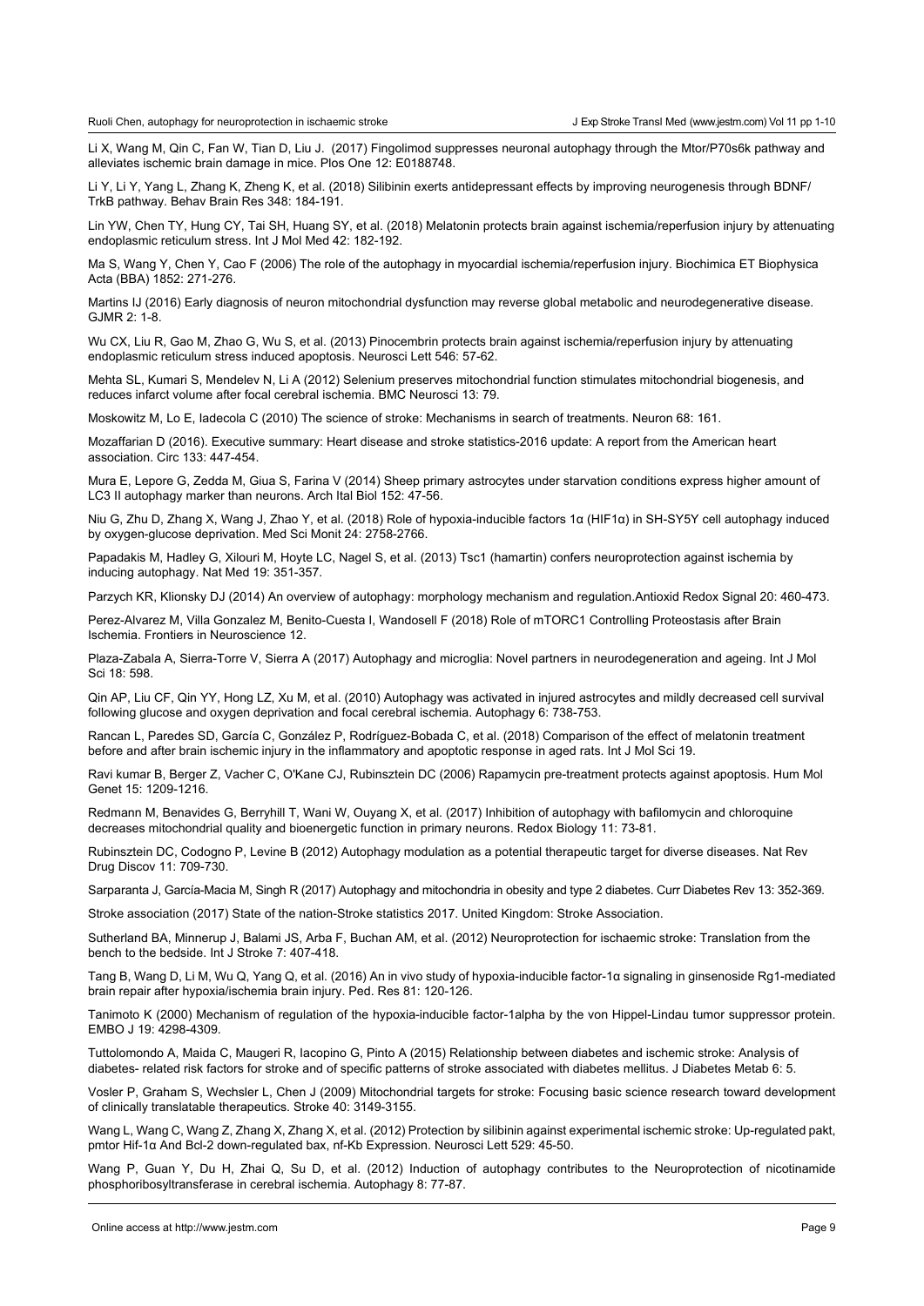Li X, Wang M, Qin C, Fan W, Tian D, Liu J. (2017) Fingolimod suppresses neuronal autophagy through the Mtor/P70s6k pathway and alleviates ischemic brain damage in mice. Plos One 12: E0188748.

Li Y, Li Y, Yang L, Zhang K, Zheng K, et al. (2018) Silibinin exerts antidepressant effects by improving neurogenesis through BDNF/TrkB pathway. Behav Brain Res 348: 184-191.

Lin YW, Chen TY, Hung CY, Tai SH, Huang SY, et al. (2018) Melatonin protects brain against ischemia/reperfusion injury by attenuating endoplasmic reticulum stress. Int J Mol Med 42: 182-192.

Ma S, Wang Y, Chen Y, Cao F (2006) The role of the autophagy in myocardial ischemia/reperfusion injury. Biochimica ET Biophysica Acta (BBA) 1852: 271-276.

Martins IJ (2016) Early diagnosis of neuron mitochondrial dysfunction may reverse global metabolic and neurodegenerative disease. GJMR 2: 1-8.

Wu CX, Liu R, Gao M, Zhao G, Wu S, et al. (2013) Pinocembrin protects brain against ischemia/reperfusion injury by attenuating endoplasmic reticulum stress induced apoptosis. Neurosci Lett 546: 57-62.

Mehta SL, Kumari S, Mendelev N, Li A (2012) Selenium preserves mitochondrial function stimulates mitochondrial biogenesis, and reduces infarct volume after focal cerebral ischemia. BMC Neurosci 13: 79.

Moskowitz M, Lo E, Iadecola C (2010) The science of stroke: Mechanisms in search of treatments. Neuron 68: 161.

Mozaffarian D (2016). Executive summary: Heart disease and stroke statistics-2016 update: A report from the American heart association. Circ 133: 447-454.

Mura E, Lepore G, Zedda M, Giua S, Farina V (2014) Sheep primary astrocytes under starvation conditions express higher amount of LC3 II autophagy marker than neurons. Arch Ital Biol 152: 47-56.

Niu G, Zhu D, Zhang X, Wang J, Zhao Y, et al. (2018) Role of hypoxia-inducible factors 1α (HIF1α) in SH-SY5Y cell autophagy induced by oxygen-glucose deprivation. Med Sci Monit 24: 2758-2766.

Papadakis M, Hadley G, Xilouri M, Hoyte LC, Nagel S, et al. (2013) Tsc1 (hamartin) confers neuroprotection against ischemia by inducing autophagy. Nat Med 19: 351-357.

Parzych KR, Klionsky DJ (2014) An overview of autophagy: morphology mechanism and regulation.Antioxid Redox Signal 20: 460-473.

Perez-Alvarez M, Villa Gonzalez M, Benito-Cuesta I, Wandosell F (2018) Role of mTORC1 Controlling Proteostasis after Brain Ischemia. Frontiers in Neuroscience 12.

Plaza-Zabala A, Sierra-Torre V, Sierra A (2017) Autophagy and microglia: Novel partners in neurodegeneration and ageing. Int J Mol Sci 18: 598.

Qin AP, Liu CF, Qin YY, Hong LZ, Xu M, et al. (2010) Autophagy was activated in injured astrocytes and mildly decreased cell survival following glucose and oxygen deprivation and focal cerebral ischemia. Autophagy 6: 738-753.

Rancan L, Paredes SD, García C, González P, Rodríguez-Bobada C, et al. (2018) Comparison of the effect of melatonin treatment before and after brain ischemic injury in the inflammatory and apoptotic response in aged rats. Int J Mol Sci 19.

Ravi kumar B, Berger Z, Vacher C, O'Kane CJ, Rubinsztein DC (2006) Rapamycin pre-treatment protects against apoptosis. Hum Mol Genet 15: 1209-1216.

Redmann M, Benavides G, Berryhill T, Wani W, Ouyang X, et al. (2017) Inhibition of autophagy with bafilomycin and chloroquine decreases mitochondrial quality and bioenergetic function in primary neurons. Redox Biology 11: 73-81.

Rubinsztein DC, Codogno P, Levine B (2012) Autophagy modulation as a potential therapeutic target for diverse diseases. Nat Rev Drug Discov 11: 709-730.

Sarparanta J, García-Macia M, Singh R (2017) Autophagy and mitochondria in obesity and type 2 diabetes. Curr Diabetes Rev 13: 352-369.

Stroke association (2017) State of the nation-Stroke statistics 2017. United Kingdom: Stroke Association.

Sutherland BA, Minnerup J, Balami JS, Arba F, Buchan AM, et al. (2012) Neuroprotection for ischaemic stroke: Translation from the bench to the bedside. Int J Stroke 7: 407-418.

Tang B, Wang D, Li M, Wu Q, Yang Q, et al. (2016) An in vivo study of hypoxia-inducible factor-1α signaling in ginsenoside Rg1-mediated brain repair after hypoxia/ischemia brain injury. Ped. Res 81: 120-126.

Tanimoto K (2000) Mechanism of regulation of the hypoxia-inducible factor-1alpha by the von Hippel-Lindau tumor suppressor protein. EMBO J 19: 4298-4309.

Tuttolomondo A, Maida C, Maugeri R, Iacopino G, Pinto A (2015) Relationship between diabetes and ischemic stroke: Analysis of diabetes- related risk factors for stroke and of specific patterns of stroke associated with diabetes mellitus. J Diabetes Metab 6: 5.

Vosler P, Graham S, Wechsler L, Chen J (2009) Mitochondrial targets for stroke: Focusing basic science research toward development of clinically translatable therapeutics. Stroke 40: 3149-3155.

Wang L, Wang C, Wang Z, Zhang X, Zhang X, et al. (2012) Protection by silibinin against experimental ischemic stroke: Up-regulated pakt, pmtor Hif-1α And Bcl-2 down-regulated bax, nf-Kb Expression. Neurosci Lett 529: 45-50.

Wang P, Guan Y, Du H, Zhai Q, Su D, et al. (2012) Induction of autophagy contributes to the Neuroprotection of nicotinamide phosphoribosyltransferase in cerebral ischemia. Autophagy 8: 77-87.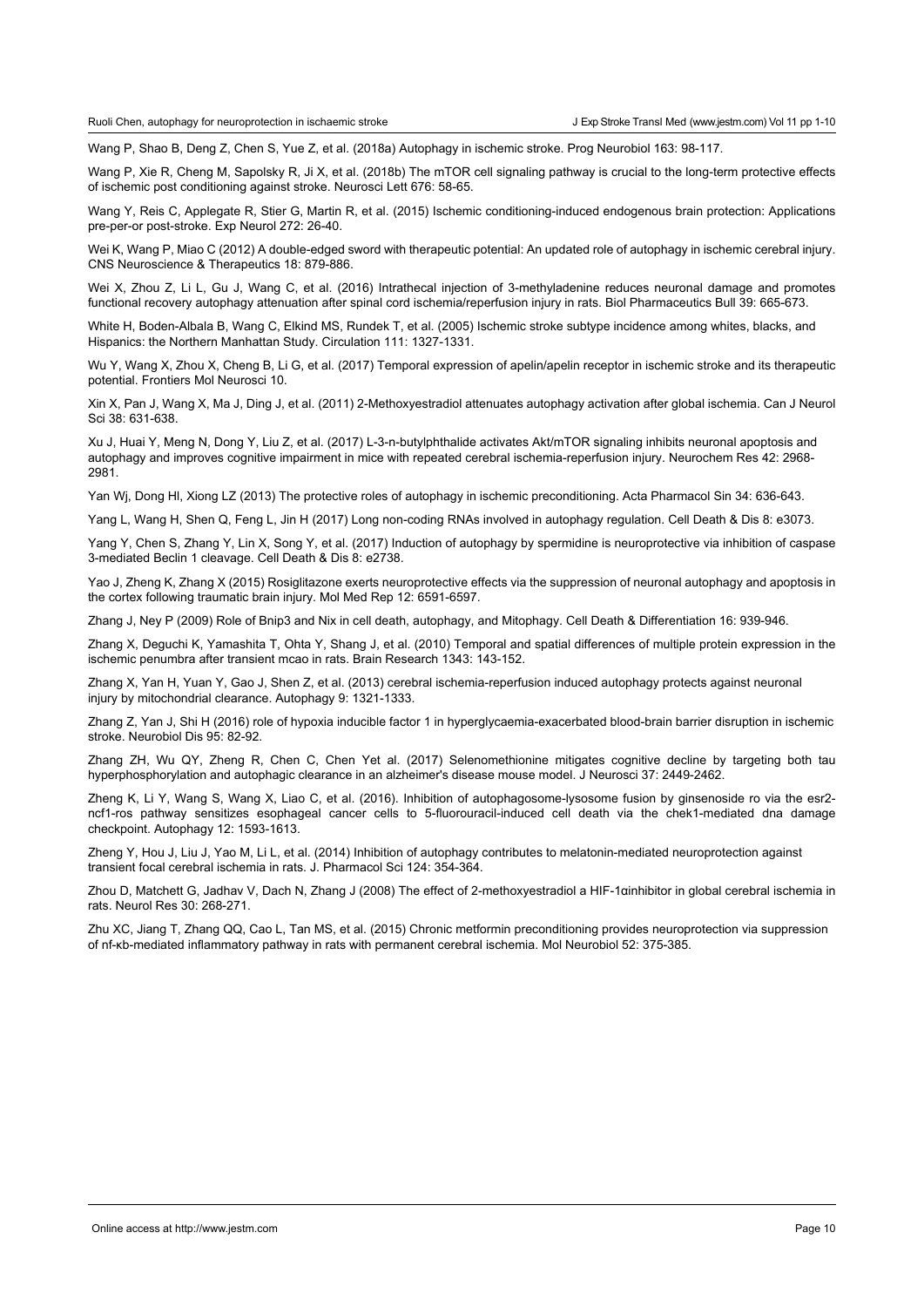Wang P, Shao B, Deng Z, Chen S, Yue Z, et al. (2018a) Autophagy in ischemic stroke. Prog Neurobiol 163: 98-117.

Wang P, Xie R, Cheng M, Sapolsky R, Ji X, et al. (2018b) The mTOR cell signaling pathway is crucial to the long-term protective effects of ischemic post conditioning against stroke. Neurosci Lett 676: 58-65.

Wang Y, Reis C, Applegate R, Stier G, Martin R, et al. (2015) Ischemic conditioning-induced endogenous brain protection: Applications pre-per-or post-stroke. Exp Neurol 272: 26-40.

Wei K, Wang P, Miao C (2012) A double-edged sword with therapeutic potential: An updated role of autophagy in ischemic cerebral injury. CNS Neuroscience & Therapeutics 18: 879-886.

Wei X, Zhou Z, Li L, Gu J, Wang C, et al. (2016) Intrathecal injection of 3-methyladenine reduces neuronal damage and promotes functional recovery autophagy attenuation after spinal cord ischemia/reperfusion injury in rats. Biol Pharmaceutics Bull 39: 665-673.

White H, Boden-Albala B, Wang C, Elkind MS, Rundek T, et al. (2005) Ischemic stroke subtype incidence among whites, blacks, and Hispanics: the Northern Manhattan Study. Circulation 111: 1327-1331.

Wu Y, Wang X, Zhou X, Cheng B, Li G, et al. (2017) Temporal expression of apelin/apelin receptor in ischemic stroke and its therapeutic potential. Frontiers Mol Neurosci 10.

Xin X, Pan J, Wang X, Ma J, Ding J, et al. (2011) 2-Methoxyestradiol attenuates autophagy activation after global ischemia. Can J Neurol Sci 38: 631-638.

Xu J, Huai Y, Meng N, Dong Y, Liu Z, et al. (2017) L-3-n-butylphthalide activates Akt/mTOR signaling inhibits neuronal apoptosis and autophagy and improves cognitive impairment in mice with repeated cerebral ischemia-reperfusion injury. Neurochem Res 42: 2968-2981.

Yan Wj, Dong Hl, Xiong LZ (2013) The protective roles of autophagy in ischemic preconditioning. Acta Pharmacol Sin 34: 636-643.

Yang L, Wang H, Shen Q, Feng L, Jin H (2017) Long non-coding RNAs involved in autophagy regulation. Cell Death & Dis 8: e3073.

Yang Y, Chen S, Zhang Y, Lin X, Song Y, et al. (2017) Induction of autophagy by spermidine is neuroprotective via inhibition of caspase 3-mediated Beclin 1 cleavage. Cell Death & Dis 8: e2738.

Yao J, Zheng K, Zhang X (2015) Rosiglitazone exerts neuroprotective effects via the suppression of neuronal autophagy and apoptosis in the cortex following traumatic brain injury. Mol Med Rep 12: 6591-6597.

Zhang J, Ney P (2009) Role of Bnip3 and Nix in cell death, autophagy, and Mitophagy. Cell Death & Differentiation 16: 939-946.

Zhang X, Deguchi K, Yamashita T, Ohta Y, Shang J, et al. (2010) Temporal and spatial differences of multiple protein expression in the ischemic penumbra after transient mcao in rats. Brain Research 1343: 143-152.

Zhang X, Yan H, Yuan Y, Gao J, Shen Z, et al. (2013) cerebral ischemia-reperfusion induced autophagy protects against neuronal injury by mitochondrial clearance. Autophagy 9: 1321-1333.

Zhang Z, Yan J, Shi H (2016) role of hypoxia inducible factor 1 in hyperglycaemia-exacerbated blood-brain barrier disruption in ischemic stroke. Neurobiol Dis 95: 82-92.

Zhang ZH, Wu QY, Zheng R, Chen C, Chen Yet al. (2017) Selenomethionine mitigates cognitive decline by targeting both tau hyperphosphorylation and autophagic clearance in an alzheimer's disease mouse model. J Neurosci 37: 2449-2462.

Zheng K, Li Y, Wang S, Wang X, Liao C, et al. (2016). Inhibition of autophagosome-lysosome fusion by ginsenoside ro via the esr2-ncf1-ros pathway sensitizes esophageal cancer cells to 5-fluorouracil-induced cell death via the chek1-mediated dna damage checkpoint. Autophagy 12: 1593-1613.

Zheng Y, Hou J, Liu J, Yao M, Li L, et al. (2014) Inhibition of autophagy contributes to melatonin-mediated neuroprotection against transient focal cerebral ischemia in rats. J. Pharmacol Sci 124: 354-364.

Zhou D, Matchett G, Jadhav V, Dach N, Zhang J (2008) The effect of 2-methoxyestradiol a HIF-1αinhibitor in global cerebral ischemia in rats. Neurol Res 30: 268-271.

Zhu XC, Jiang T, Zhang QQ, Cao L, Tan MS, et al. (2015) Chronic metformin preconditioning provides neuroprotection via suppression of nf-κb-mediated inflammatory pathway in rats with permanent cerebral ischemia. Mol Neurobiol 52: 375-385.